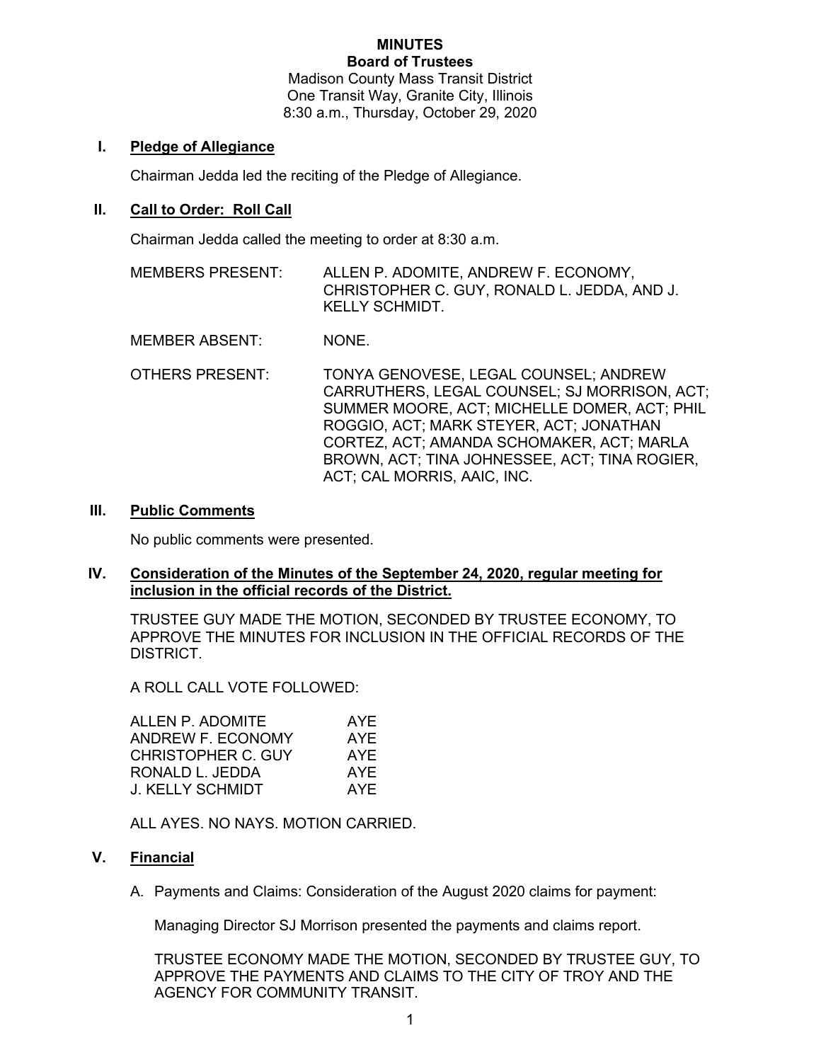**MINUTES**
**Board of Trustees**
Madison County Mass Transit District
One Transit Way, Granite City, Illinois
8:30 a.m., Thursday, October 29, 2020

## I. Pledge of Allegiance

Chairman Jedda led the reciting of the Pledge of Allegiance.

## II. Call to Order: Roll Call

Chairman Jedda called the meeting to order at 8:30 a.m.

MEMBERS PRESENT: ALLEN P. ADOMITE, ANDREW F. ECONOMY, CHRISTOPHER C. GUY, RONALD L. JEDDA, AND J. KELLY SCHMIDT.

MEMBER ABSENT: NONE.

OTHERS PRESENT: TONYA GENOVESE, LEGAL COUNSEL; ANDREW CARRUTHERS, LEGAL COUNSEL; SJ MORRISON, ACT; SUMMER MOORE, ACT; MICHELLE DOMER, ACT; PHIL ROGGIO, ACT; MARK STEYER, ACT; JONATHAN CORTEZ, ACT; AMANDA SCHOMAKER, ACT; MARLA BROWN, ACT; TINA JOHNESSEE, ACT; TINA ROGIER, ACT; CAL MORRIS, AAIC, INC.

## III. Public Comments

No public comments were presented.

## IV. Consideration of the Minutes of the September 24, 2020, regular meeting for inclusion in the official records of the District.

TRUSTEE GUY MADE THE MOTION, SECONDED BY TRUSTEE ECONOMY, TO APPROVE THE MINUTES FOR INCLUSION IN THE OFFICIAL RECORDS OF THE DISTRICT.

A ROLL CALL VOTE FOLLOWED:

| | |
|---|---|
| ALLEN P. ADOMITE | AYE |
| ANDREW F. ECONOMY | AYE |
| CHRISTOPHER C. GUY | AYE |
| RONALD L. JEDDA | AYE |
| J. KELLY SCHMIDT | AYE |

ALL AYES. NO NAYS. MOTION CARRIED.

## V. Financial

A. Payments and Claims: Consideration of the August 2020 claims for payment:

Managing Director SJ Morrison presented the payments and claims report.

TRUSTEE ECONOMY MADE THE MOTION, SECONDED BY TRUSTEE GUY, TO APPROVE THE PAYMENTS AND CLAIMS TO THE CITY OF TROY AND THE AGENCY FOR COMMUNITY TRANSIT.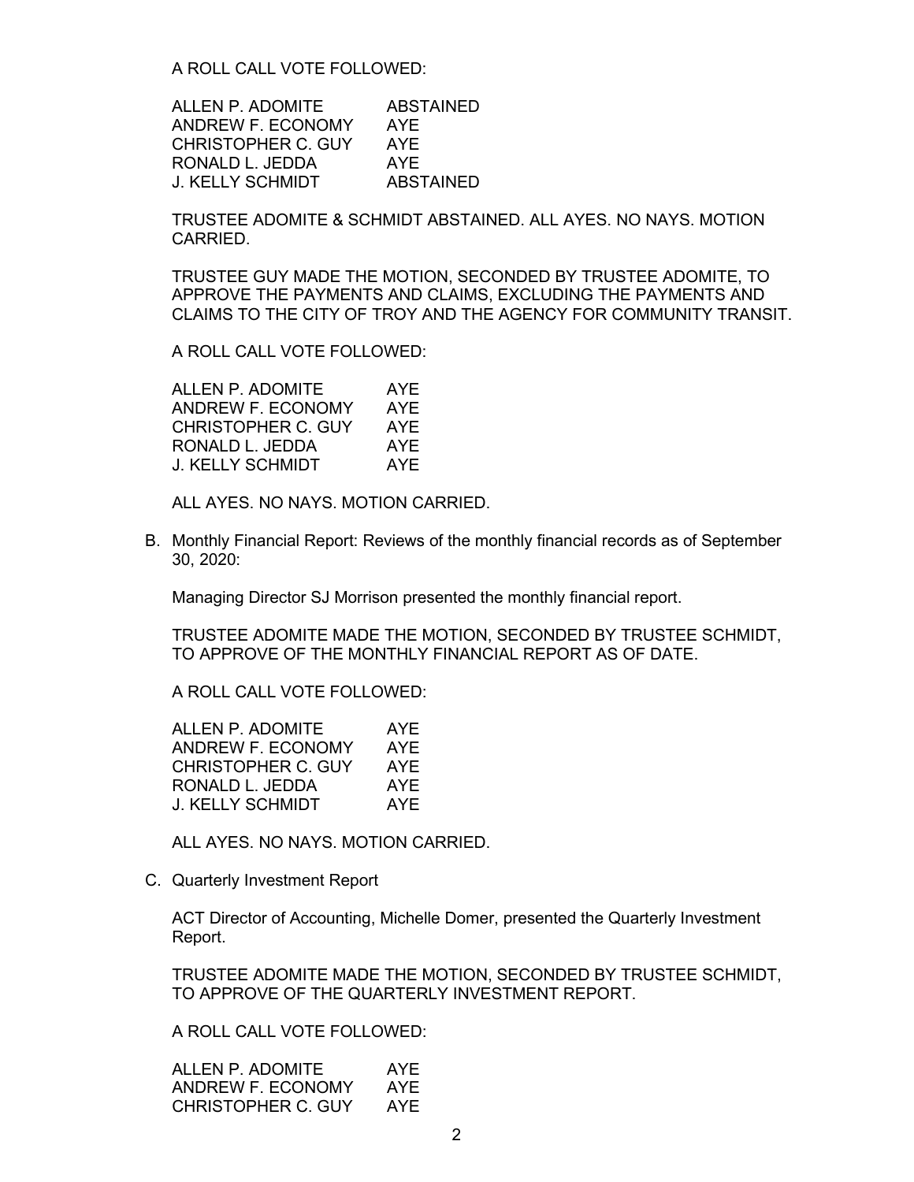A ROLL CALL VOTE FOLLOWED:

| | |
|---|---|
| ALLEN P. ADOMITE | ABSTAINED |
| ANDREW F. ECONOMY | AYE |
| CHRISTOPHER C. GUY | AYE |
| RONALD L. JEDDA | AYE |
| J. KELLY SCHMIDT | ABSTAINED |

TRUSTEE ADOMITE & SCHMIDT ABSTAINED. ALL AYES. NO NAYS. MOTION CARRIED.

TRUSTEE GUY MADE THE MOTION, SECONDED BY TRUSTEE ADOMITE, TO APPROVE THE PAYMENTS AND CLAIMS, EXCLUDING THE PAYMENTS AND CLAIMS TO THE CITY OF TROY AND THE AGENCY FOR COMMUNITY TRANSIT.

A ROLL CALL VOTE FOLLOWED:

| | |
|---|---|
| ALLEN P. ADOMITE | AYE |
| ANDREW F. ECONOMY | AYE |
| CHRISTOPHER C. GUY | AYE |
| RONALD L. JEDDA | AYE |
| J. KELLY SCHMIDT | AYE |

ALL AYES. NO NAYS. MOTION CARRIED.

B. Monthly Financial Report: Reviews of the monthly financial records as of September 30, 2020:

Managing Director SJ Morrison presented the monthly financial report.

TRUSTEE ADOMITE MADE THE MOTION, SECONDED BY TRUSTEE SCHMIDT, TO APPROVE OF THE MONTHLY FINANCIAL REPORT AS OF DATE.

A ROLL CALL VOTE FOLLOWED:

| | |
|---|---|
| ALLEN P. ADOMITE | AYE |
| ANDREW F. ECONOMY | AYE |
| CHRISTOPHER C. GUY | AYE |
| RONALD L. JEDDA | AYE |
| J. KELLY SCHMIDT | AYE |

ALL AYES. NO NAYS. MOTION CARRIED.

C. Quarterly Investment Report

ACT Director of Accounting, Michelle Domer, presented the Quarterly Investment Report.

TRUSTEE ADOMITE MADE THE MOTION, SECONDED BY TRUSTEE SCHMIDT, TO APPROVE OF THE QUARTERLY INVESTMENT REPORT.

A ROLL CALL VOTE FOLLOWED:

| | |
|---|---|
| ALLEN P. ADOMITE | AYE |
| ANDREW F. ECONOMY | AYE |
| CHRISTOPHER C. GUY | AYE |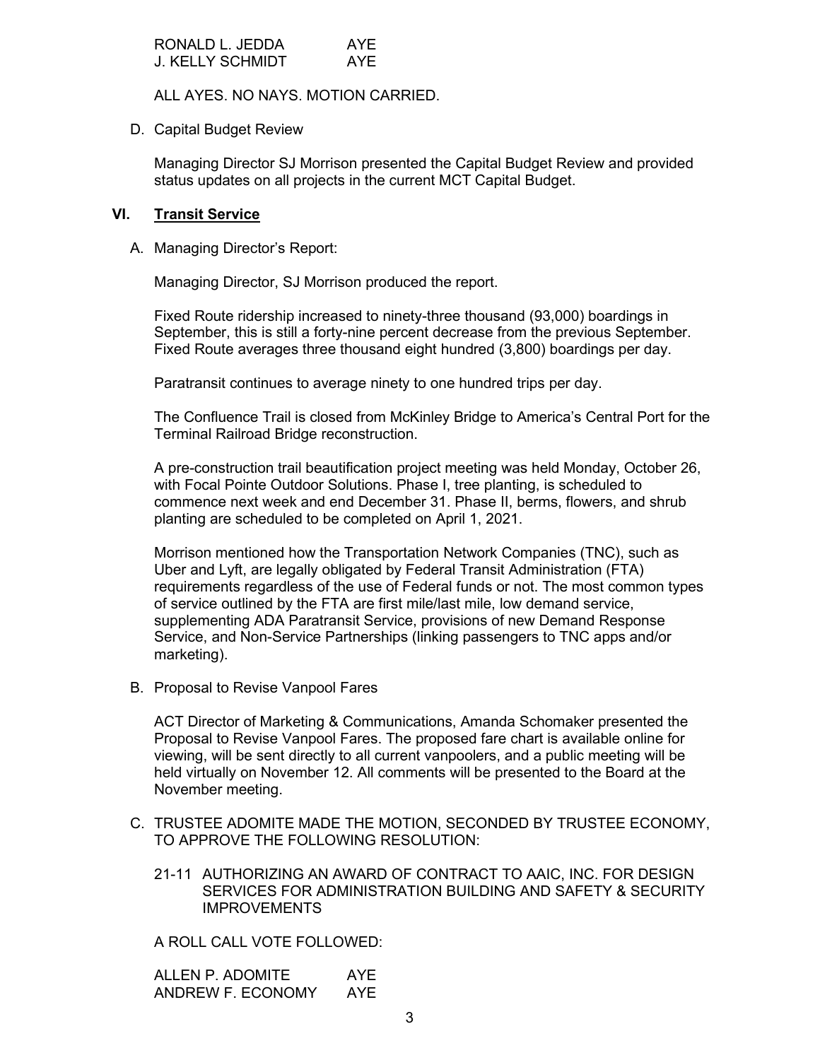RONALD L. JEDDA AYE
J. KELLY SCHMIDT AYE

ALL AYES. NO NAYS. MOTION CARRIED.

D. Capital Budget Review

Managing Director SJ Morrison presented the Capital Budget Review and provided status updates on all projects in the current MCT Capital Budget.

## VI. Transit Service

A. Managing Director's Report:

Managing Director, SJ Morrison produced the report.

Fixed Route ridership increased to ninety-three thousand (93,000) boardings in September, this is still a forty-nine percent decrease from the previous September. Fixed Route averages three thousand eight hundred (3,800) boardings per day.

Paratransit continues to average ninety to one hundred trips per day.

The Confluence Trail is closed from McKinley Bridge to America's Central Port for the Terminal Railroad Bridge reconstruction.

A pre-construction trail beautification project meeting was held Monday, October 26, with Focal Pointe Outdoor Solutions. Phase I, tree planting, is scheduled to commence next week and end December 31. Phase II, berms, flowers, and shrub planting are scheduled to be completed on April 1, 2021.

Morrison mentioned how the Transportation Network Companies (TNC), such as Uber and Lyft, are legally obligated by Federal Transit Administration (FTA) requirements regardless of the use of Federal funds or not. The most common types of service outlined by the FTA are first mile/last mile, low demand service, supplementing ADA Paratransit Service, provisions of new Demand Response Service, and Non-Service Partnerships (linking passengers to TNC apps and/or marketing).

B. Proposal to Revise Vanpool Fares

ACT Director of Marketing & Communications, Amanda Schomaker presented the Proposal to Revise Vanpool Fares. The proposed fare chart is available online for viewing, will be sent directly to all current vanpoolers, and a public meeting will be held virtually on November 12. All comments will be presented to the Board at the November meeting.

C. TRUSTEE ADOMITE MADE THE MOTION, SECONDED BY TRUSTEE ECONOMY, TO APPROVE THE FOLLOWING RESOLUTION:

21-11 AUTHORIZING AN AWARD OF CONTRACT TO AAIC, INC. FOR DESIGN SERVICES FOR ADMINISTRATION BUILDING AND SAFETY & SECURITY IMPROVEMENTS

A ROLL CALL VOTE FOLLOWED:

ALLEN P. ADOMITE AYE
ANDREW F. ECONOMY AYE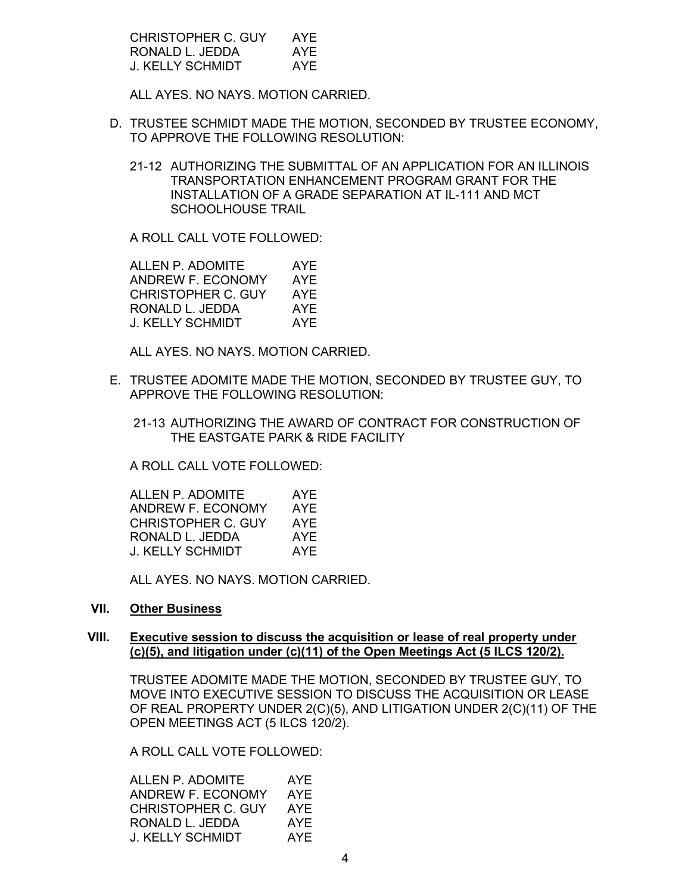| | |
|---|---|
| CHRISTOPHER C. GUY | AYE |
| RONALD L. JEDDA | AYE |
| J. KELLY SCHMIDT | AYE |

ALL AYES. NO NAYS. MOTION CARRIED.

D. TRUSTEE SCHMIDT MADE THE MOTION, SECONDED BY TRUSTEE ECONOMY, TO APPROVE THE FOLLOWING RESOLUTION:

21-12 AUTHORIZING THE SUBMITTAL OF AN APPLICATION FOR AN ILLINOIS TRANSPORTATION ENHANCEMENT PROGRAM GRANT FOR THE INSTALLATION OF A GRADE SEPARATION AT IL-111 AND MCT SCHOOLHOUSE TRAIL

A ROLL CALL VOTE FOLLOWED:

| | |
|---|---|
| ALLEN P. ADOMITE | AYE |
| ANDREW F. ECONOMY | AYE |
| CHRISTOPHER C. GUY | AYE |
| RONALD L. JEDDA | AYE |
| J. KELLY SCHMIDT | AYE |

ALL AYES. NO NAYS. MOTION CARRIED.

E. TRUSTEE ADOMITE MADE THE MOTION, SECONDED BY TRUSTEE GUY, TO APPROVE THE FOLLOWING RESOLUTION:

21-13 AUTHORIZING THE AWARD OF CONTRACT FOR CONSTRUCTION OF THE EASTGATE PARK & RIDE FACILITY

A ROLL CALL VOTE FOLLOWED:

| | |
|---|---|
| ALLEN P. ADOMITE | AYE |
| ANDREW F. ECONOMY | AYE |
| CHRISTOPHER C. GUY | AYE |
| RONALD L. JEDDA | AYE |
| J. KELLY SCHMIDT | AYE |

ALL AYES. NO NAYS. MOTION CARRIED.

## VII. <u>Other Business</u>

## VIII. <u>Executive session to discuss the acquisition or lease of real property under (c)(5), and litigation under (c)(11) of the Open Meetings Act (5 ILCS 120/2).</u>

TRUSTEE ADOMITE MADE THE MOTION, SECONDED BY TRUSTEE GUY, TO MOVE INTO EXECUTIVE SESSION TO DISCUSS THE ACQUISITION OR LEASE OF REAL PROPERTY UNDER 2(C)(5), AND LITIGATION UNDER 2(C)(11) OF THE OPEN MEETINGS ACT (5 ILCS 120/2).

A ROLL CALL VOTE FOLLOWED:

| | |
|---|---|
| ALLEN P. ADOMITE | AYE |
| ANDREW F. ECONOMY | AYE |
| CHRISTOPHER C. GUY | AYE |
| RONALD L. JEDDA | AYE |
| J. KELLY SCHMIDT | AYE |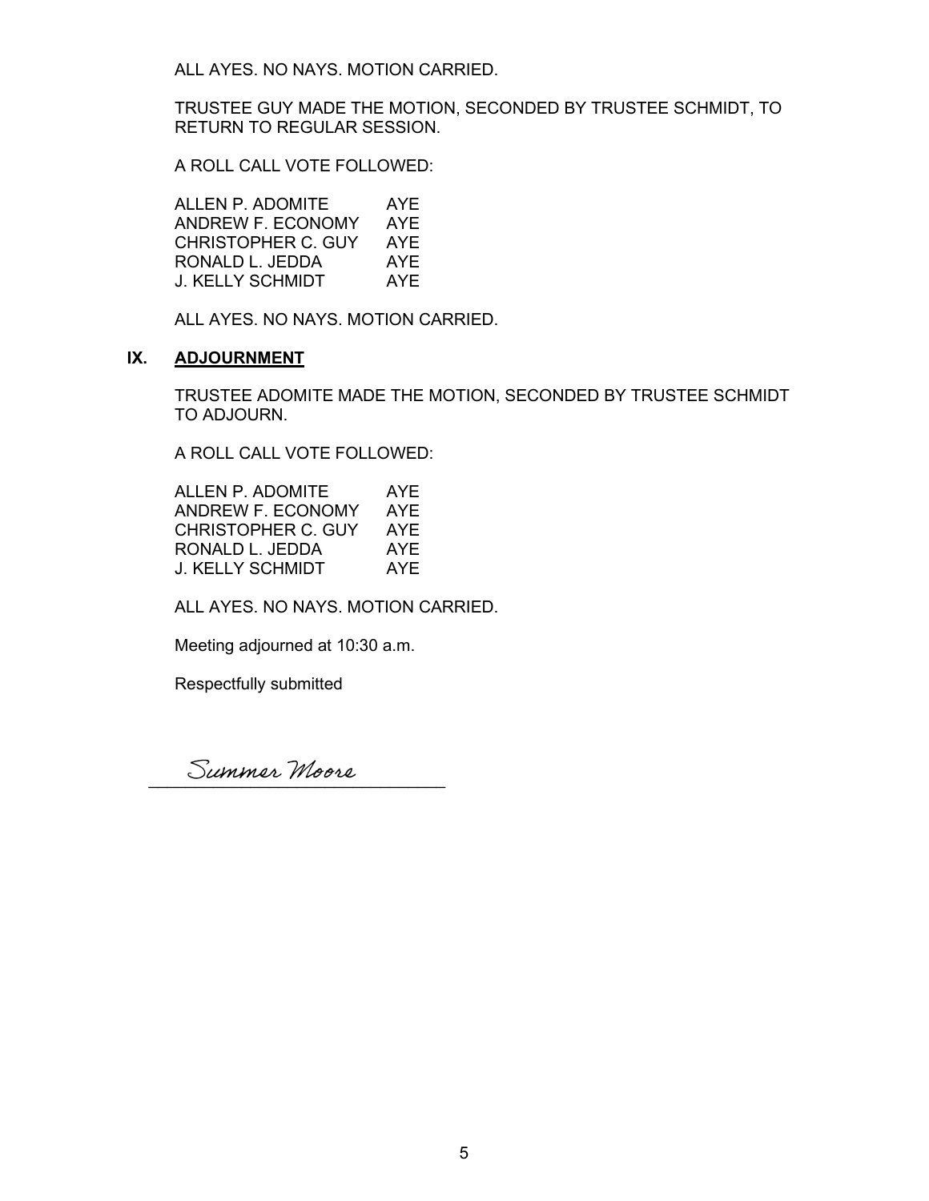ALL AYES. NO NAYS. MOTION CARRIED.

TRUSTEE GUY MADE THE MOTION, SECONDED BY TRUSTEE SCHMIDT, TO RETURN TO REGULAR SESSION.

A ROLL CALL VOTE FOLLOWED:

| | |
|---|---|
| ALLEN P. ADOMITE | AYE |
| ANDREW F. ECONOMY | AYE |
| CHRISTOPHER C. GUY | AYE |
| RONALD L. JEDDA | AYE |
| J. KELLY SCHMIDT | AYE |

ALL AYES. NO NAYS. MOTION CARRIED.

## IX. ADJOURNMENT

TRUSTEE ADOMITE MADE THE MOTION, SECONDED BY TRUSTEE SCHMIDT TO ADJOURN.

A ROLL CALL VOTE FOLLOWED:

| | |
|---|---|
| ALLEN P. ADOMITE | AYE |
| ANDREW F. ECONOMY | AYE |
| CHRISTOPHER C. GUY | AYE |
| RONALD L. JEDDA | AYE |
| J. KELLY SCHMIDT | AYE |

ALL AYES. NO NAYS. MOTION CARRIED.

Meeting adjourned at 10:30 a.m.

Respectfully submitted

Summer Moore